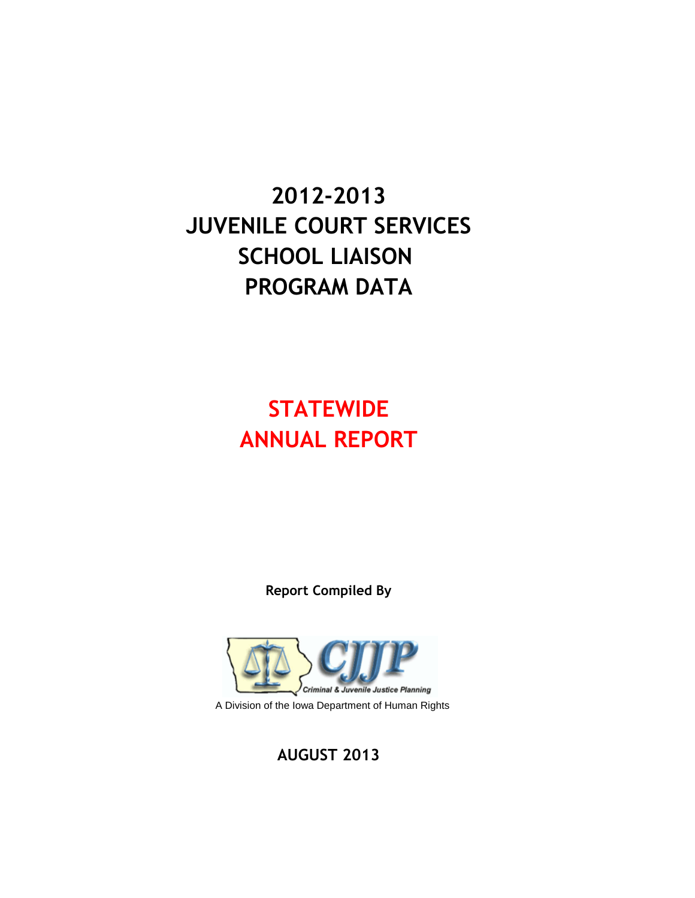# 2012-2013 JUVENILE COURT SERVICES SCHOOL LIAISON PROGRAM DATA

## STATEWIDE ANNUAL REPORT

**Report Compiled By**

CJJP

Criminal & Juvenile Justice Planning

A Division of the Iowa Department of Human Rights

**AUGUST 2013**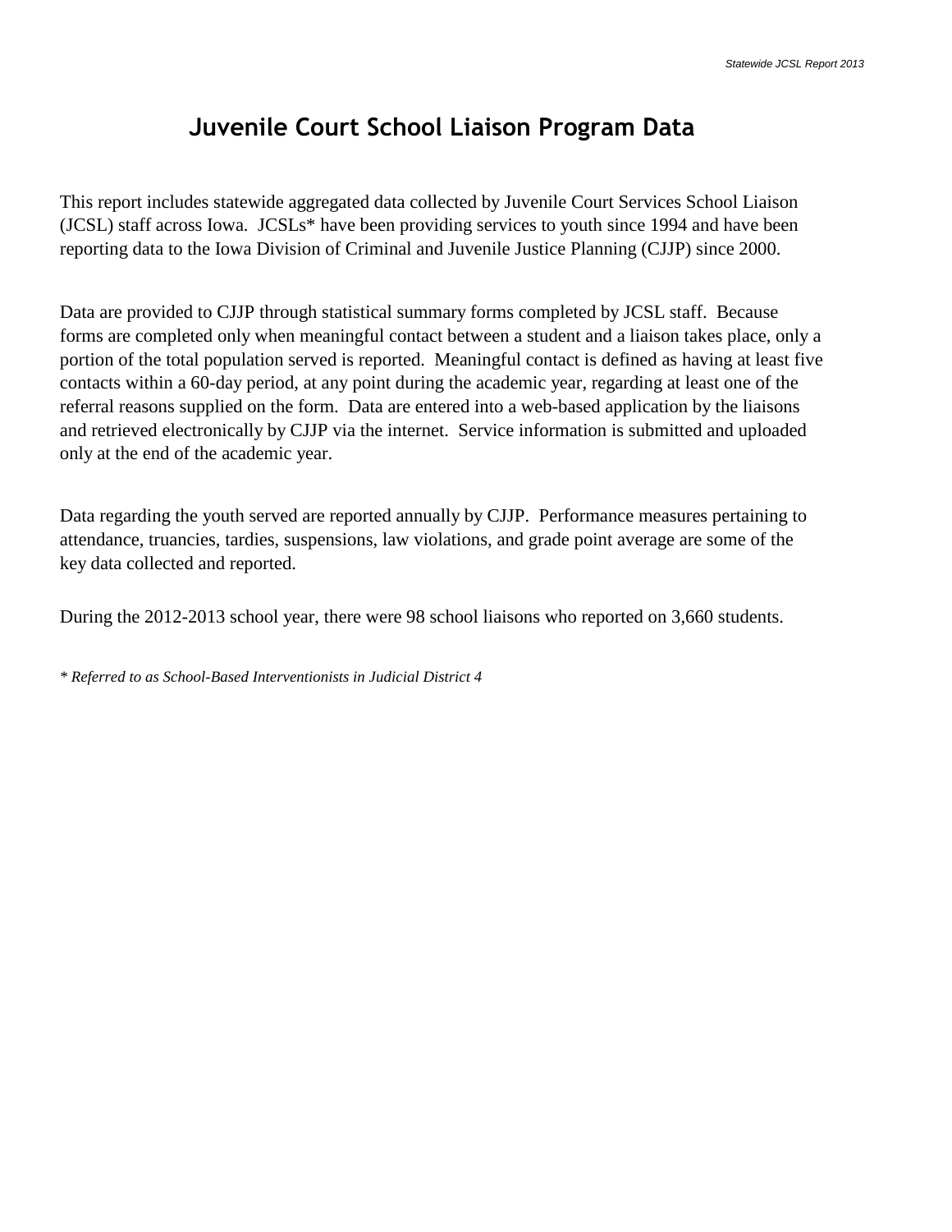# Juvenile Court School Liaison Program Data

This report includes statewide aggregated data collected by Juvenile Court Services School Liaison (JCSL) staff across Iowa. JCSLs* have been providing services to youth since 1994 and have been reporting data to the Iowa Division of Criminal and Juvenile Justice Planning (CJJP) since 2000.

Data are provided to CJJP through statistical summary forms completed by JCSL staff. Because forms are completed only when meaningful contact between a student and a liaison takes place, only a portion of the total population served is reported. Meaningful contact is defined as having at least five contacts within a 60-day period, at any point during the academic year, regarding at least one of the referral reasons supplied on the form. Data are entered into a web-based application by the liaisons and retrieved electronically by CJJP via the internet. Service information is submitted and uploaded only at the end of the academic year.

Data regarding the youth served are reported annually by CJJP. Performance measures pertaining to attendance, truancies, tardies, suspensions, law violations, and grade point average are some of the key data collected and reported.

During the 2012-2013 school year, there were 98 school liaisons who reported on 3,660 students.

*\* Referred to as School-Based Interventionists in Judicial District 4*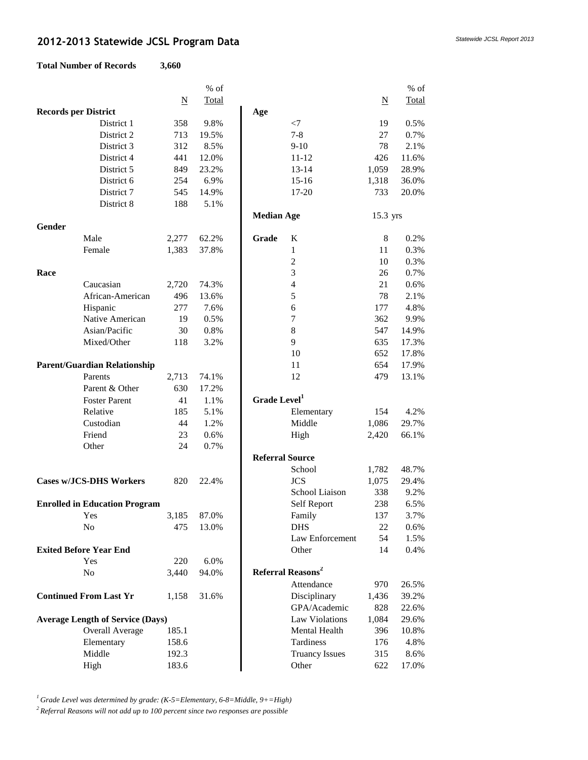## 2012-2013 Statewide JCSL Program Data

**Total Number of Records** 3,660

| | | N | % of Total |
|---|---|---|---|
| **Records per District** | | | |
| | District 1 | 358 | 9.8% |
| | District 2 | 713 | 19.5% |
| | District 3 | 312 | 8.5% |
| | District 4 | 441 | 12.0% |
| | District 5 | 849 | 23.2% |
| | District 6 | 254 | 6.9% |
| | District 7 | 545 | 14.9% |
| | District 8 | 188 | 5.1% |
| **Gender** | | | |
| | Male | 2,277 | 62.2% |
| | Female | 1,383 | 37.8% |
| **Race** | | | |
| | Caucasian | 2,720 | 74.3% |
| | African-American | 496 | 13.6% |
| | Hispanic | 277 | 7.6% |
| | Native American | 19 | 0.5% |
| | Asian/Pacific | 30 | 0.8% |
| | Mixed/Other | 118 | 3.2% |
| **Parent/Guardian Relationship** | | | |
| | Parents | 2,713 | 74.1% |
| | Parent & Other | 630 | 17.2% |
| | Foster Parent | 41 | 1.1% |
| | Relative | 185 | 5.1% |
| | Custodian | 44 | 1.2% |
| | Friend | 23 | 0.6% |
| | Other | 24 | 0.7% |
| **Cases w/JCS-DHS Workers** | | 820 | 22.4% |
| **Enrolled in Education Program** | | | |
| | Yes | 3,185 | 87.0% |
| | No | 475 | 13.0% |
| **Exited Before Year End** | | | |
| | Yes | 220 | 6.0% |
| | No | 3,440 | 94.0% |
| **Continued From Last Yr** | | 1,158 | 31.6% |
| **Average Length of Service (Days)** | | | |
| | Overall Average | 185.1 | |
| | Elementary | 158.6 | |
| | Middle | 192.3 | |
| | High | 183.6 | |

| | | N | % of Total |
|---|---|---|---|
| **Age** | | | |
| | <7 | 19 | 0.5% |
| | 7-8 | 27 | 0.7% |
| | 9-10 | 78 | 2.1% |
| | 11-12 | 426 | 11.6% |
| | 13-14 | 1,059 | 28.9% |
| | 15-16 | 1,318 | 36.0% |
| | 17-20 | 733 | 20.0% |
| **Median Age** | | 15.3 yrs | |
| **Grade** | K | 8 | 0.2% |
| | 1 | 11 | 0.3% |
| | 2 | 10 | 0.3% |
| | 3 | 26 | 0.7% |
| | 4 | 21 | 0.6% |
| | 5 | 78 | 2.1% |
| | 6 | 177 | 4.8% |
| | 7 | 362 | 9.9% |
| | 8 | 547 | 14.9% |
| | 9 | 635 | 17.3% |
| | 10 | 652 | 17.8% |
| | 11 | 654 | 17.9% |
| | 12 | 479 | 13.1% |
| **Grade Level[1]** | | | |
| | Elementary | 154 | 4.2% |
| | Middle | 1,086 | 29.7% |
| | High | 2,420 | 66.1% |
| **Referral Source** | | | |
| | School | 1,782 | 48.7% |
| | JCS | 1,075 | 29.4% |
| | School Liaison | 338 | 9.2% |
| | Self Report | 238 | 6.5% |
| | Family | 137 | 3.7% |
| | DHS | 22 | 0.6% |
| | Law Enforcement | 54 | 1.5% |
| | Other | 14 | 0.4% |
| **Referral Reasons[2]** | | | |
| | Attendance | 970 | 26.5% |
| | Disciplinary | 1,436 | 39.2% |
| | GPA/Academic | 828 | 22.6% |
| | Law Violations | 1,084 | 29.6% |
| | Mental Health | 396 | 10.8% |
| | Tardiness | 176 | 4.8% |
| | Truancy Issues | 315 | 8.6% |
| | Other | 622 | 17.0% |

*[1] Grade Level was determined by grade: (K-5=Elementary, 6-8=Middle, 9+=High)*

*[2] Referral Reasons will not add up to 100 percent since two responses are possible*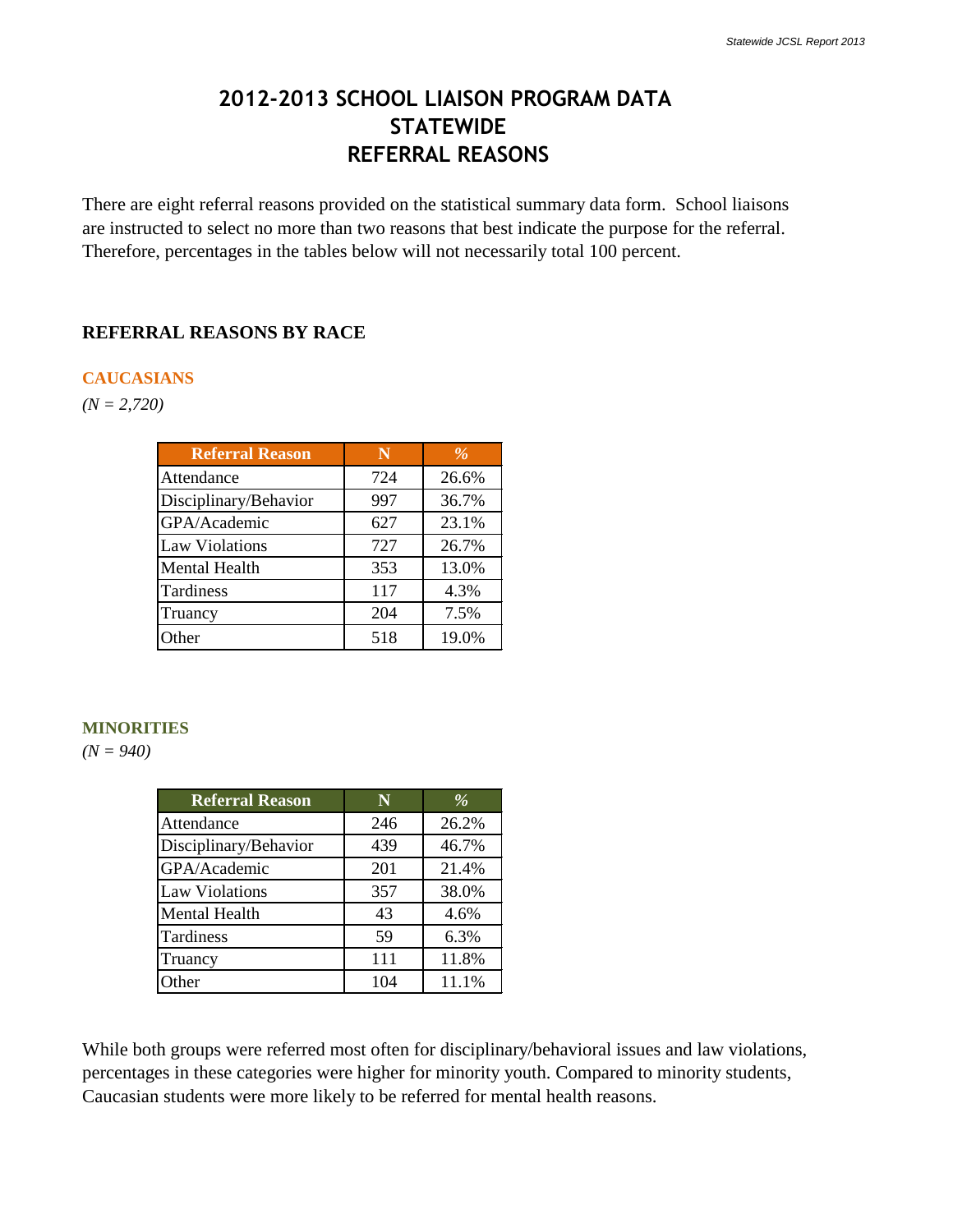# 2012-2013 SCHOOL LIAISON PROGRAM DATA
# STATEWIDE
# REFERRAL REASONS

There are eight referral reasons provided on the statistical summary data form. School liaisons are instructed to select no more than two reasons that best indicate the purpose for the referral. Therefore, percentages in the tables below will not necessarily total 100 percent.

## REFERRAL REASONS BY RACE

### CAUCASIANS

*(N = 2,720)*

| Referral Reason | N | % |
|---|---|---|
| Attendance | 724 | 26.6% |
| Disciplinary/Behavior | 997 | 36.7% |
| GPA/Academic | 627 | 23.1% |
| Law Violations | 727 | 26.7% |
| Mental Health | 353 | 13.0% |
| Tardiness | 117 | 4.3% |
| Truancy | 204 | 7.5% |
| Other | 518 | 19.0% |

### MINORITIES

*(N = 940)*

| Referral Reason | N | % |
|---|---|---|
| Attendance | 246 | 26.2% |
| Disciplinary/Behavior | 439 | 46.7% |
| GPA/Academic | 201 | 21.4% |
| Law Violations | 357 | 38.0% |
| Mental Health | 43 | 4.6% |
| Tardiness | 59 | 6.3% |
| Truancy | 111 | 11.8% |
| Other | 104 | 11.1% |

While both groups were referred most often for disciplinary/behavioral issues and law violations, percentages in these categories were higher for minority youth. Compared to minority students, Caucasian students were more likely to be referred for mental health reasons.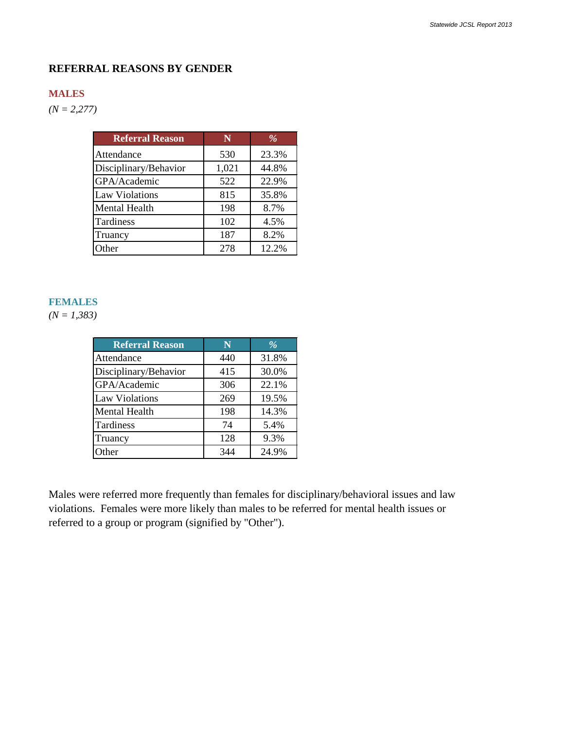## REFERRAL REASONS BY GENDER

### MALES

*(N = 2,277)*

| Referral Reason | N | % |
|---|---|---|
| Attendance | 530 | 23.3% |
| Disciplinary/Behavior | 1,021 | 44.8% |
| GPA/Academic | 522 | 22.9% |
| Law Violations | 815 | 35.8% |
| Mental Health | 198 | 8.7% |
| Tardiness | 102 | 4.5% |
| Truancy | 187 | 8.2% |
| Other | 278 | 12.2% |

### FEMALES

*(N = 1,383)*

| Referral Reason | N | % |
|---|---|---|
| Attendance | 440 | 31.8% |
| Disciplinary/Behavior | 415 | 30.0% |
| GPA/Academic | 306 | 22.1% |
| Law Violations | 269 | 19.5% |
| Mental Health | 198 | 14.3% |
| Tardiness | 74 | 5.4% |
| Truancy | 128 | 9.3% |
| Other | 344 | 24.9% |

Males were referred more frequently than females for disciplinary/behavioral issues and law violations. Females were more likely than males to be referred for mental health issues or referred to a group or program (signified by "Other").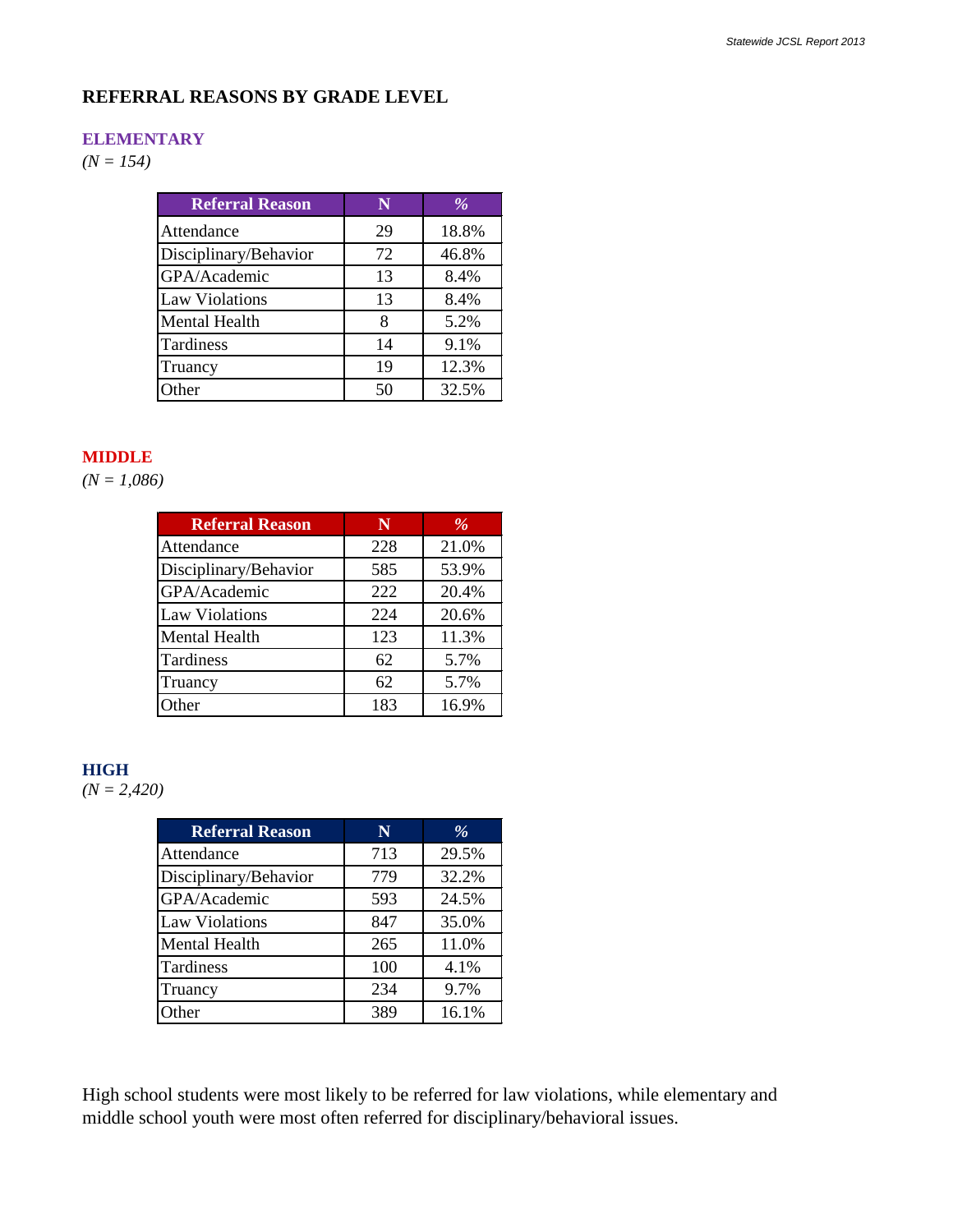## REFERRAL REASONS BY GRADE LEVEL

### ELEMENTARY

*(N = 154)*

| Referral Reason | N | % |
|---|---|---|
| Attendance | 29 | 18.8% |
| Disciplinary/Behavior | 72 | 46.8% |
| GPA/Academic | 13 | 8.4% |
| Law Violations | 13 | 8.4% |
| Mental Health | 8 | 5.2% |
| Tardiness | 14 | 9.1% |
| Truancy | 19 | 12.3% |
| Other | 50 | 32.5% |

### MIDDLE

*(N = 1,086)*

| Referral Reason | N | % |
|---|---|---|
| Attendance | 228 | 21.0% |
| Disciplinary/Behavior | 585 | 53.9% |
| GPA/Academic | 222 | 20.4% |
| Law Violations | 224 | 20.6% |
| Mental Health | 123 | 11.3% |
| Tardiness | 62 | 5.7% |
| Truancy | 62 | 5.7% |
| Other | 183 | 16.9% |

### HIGH

*(N = 2,420)*

| Referral Reason | N | % |
|---|---|---|
| Attendance | 713 | 29.5% |
| Disciplinary/Behavior | 779 | 32.2% |
| GPA/Academic | 593 | 24.5% |
| Law Violations | 847 | 35.0% |
| Mental Health | 265 | 11.0% |
| Tardiness | 100 | 4.1% |
| Truancy | 234 | 9.7% |
| Other | 389 | 16.1% |

High school students were most likely to be referred for law violations, while elementary and middle school youth were most often referred for disciplinary/behavioral issues.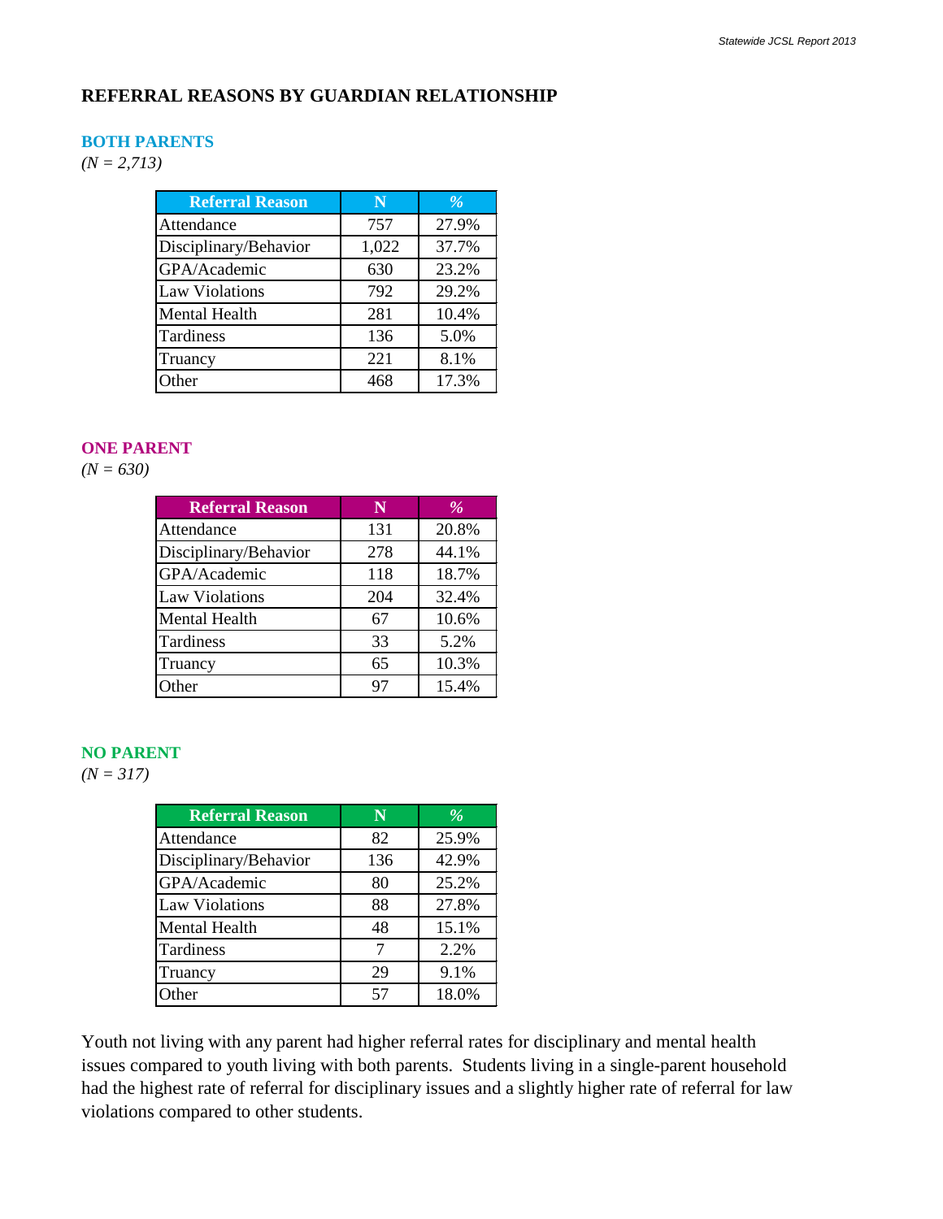## REFERRAL REASONS BY GUARDIAN RELATIONSHIP

### BOTH PARENTS

*(N = 2,713)*

| Referral Reason | N | % |
|---|---|---|
| Attendance | 757 | 27.9% |
| Disciplinary/Behavior | 1,022 | 37.7% |
| GPA/Academic | 630 | 23.2% |
| Law Violations | 792 | 29.2% |
| Mental Health | 281 | 10.4% |
| Tardiness | 136 | 5.0% |
| Truancy | 221 | 8.1% |
| Other | 468 | 17.3% |

### ONE PARENT

*(N = 630)*

| Referral Reason | N | % |
|---|---|---|
| Attendance | 131 | 20.8% |
| Disciplinary/Behavior | 278 | 44.1% |
| GPA/Academic | 118 | 18.7% |
| Law Violations | 204 | 32.4% |
| Mental Health | 67 | 10.6% |
| Tardiness | 33 | 5.2% |
| Truancy | 65 | 10.3% |
| Other | 97 | 15.4% |

### NO PARENT

*(N = 317)*

| Referral Reason | N | % |
|---|---|---|
| Attendance | 82 | 25.9% |
| Disciplinary/Behavior | 136 | 42.9% |
| GPA/Academic | 80 | 25.2% |
| Law Violations | 88 | 27.8% |
| Mental Health | 48 | 15.1% |
| Tardiness | 7 | 2.2% |
| Truancy | 29 | 9.1% |
| Other | 57 | 18.0% |

Youth not living with any parent had higher referral rates for disciplinary and mental health issues compared to youth living with both parents. Students living in a single-parent household had the highest rate of referral for disciplinary issues and a slightly higher rate of referral for law violations compared to other students.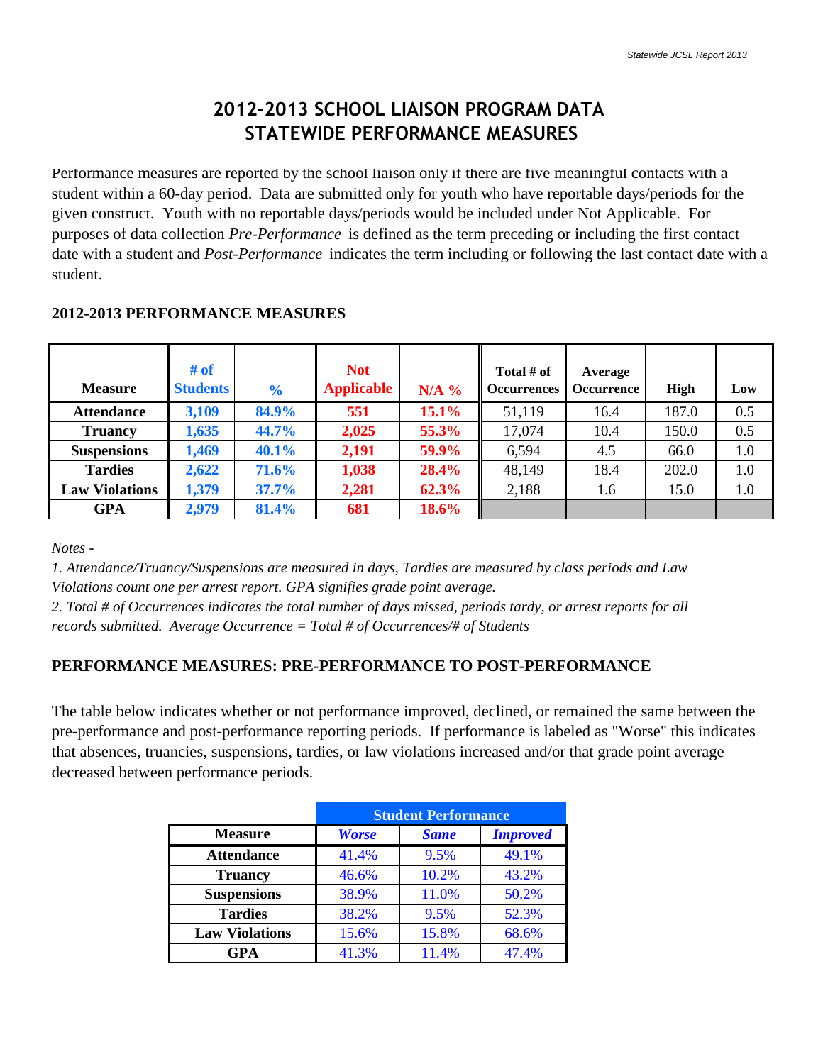# 2012-2013 SCHOOL LIAISON PROGRAM DATA
# STATEWIDE PERFORMANCE MEASURES

Performance measures are reported by the school liaison only if there are five meaningful contacts with a student within a 60-day period. Data are submitted only for youth who have reportable days/periods for the given construct. Youth with no reportable days/periods would be included under Not Applicable. For purposes of data collection *Pre-Performance* is defined as the term preceding or including the first contact date with a student and *Post-Performance* indicates the term including or following the last contact date with a student.

## 2012-2013 PERFORMANCE MEASURES

| Measure | # of Students | % | Not Applicable | N/A % | Total # of Occurrences | Average Occurrence | High | Low |
|---|---|---|---|---|---|---|---|---|
| Attendance | 3,109 | 84.9% | 551 | 15.1% | 51,119 | 16.4 | 187.0 | 0.5 |
| Truancy | 1,635 | 44.7% | 2,025 | 55.3% | 17,074 | 10.4 | 150.0 | 0.5 |
| Suspensions | 1,469 | 40.1% | 2,191 | 59.9% | 6,594 | 4.5 | 66.0 | 1.0 |
| Tardies | 2,622 | 71.6% | 1,038 | 28.4% | 48,149 | 18.4 | 202.0 | 1.0 |
| Law Violations | 1,379 | 37.7% | 2,281 | 62.3% | 2,188 | 1.6 | 15.0 | 1.0 |
| GPA | 2,979 | 81.4% | 681 | 18.6% | | | | |

*Notes -*

*1. Attendance/Truancy/Suspensions are measured in days, Tardies are measured by class periods and Law Violations count one per arrest report. GPA signifies grade point average.*

*2. Total # of Occurrences indicates the total number of days missed, periods tardy, or arrest reports for all records submitted. Average Occurrence = Total # of Occurrences/# of Students*

## PERFORMANCE MEASURES: PRE-PERFORMANCE TO POST-PERFORMANCE

The table below indicates whether or not performance improved, declined, or remained the same between the pre-performance and post-performance reporting periods. If performance is labeled as "Worse" this indicates that absences, truancies, suspensions, tardies, or law violations increased and/or that grade point average decreased between performance periods.

| | Student Performance | | |
|---|---|---|---|
| Measure | *Worse* | *Same* | *Improved* |
| Attendance | 41.4% | 9.5% | 49.1% |
| Truancy | 46.6% | 10.2% | 43.2% |
| Suspensions | 38.9% | 11.0% | 50.2% |
| Tardies | 38.2% | 9.5% | 52.3% |
| Law Violations | 15.6% | 15.8% | 68.6% |
| GPA | 41.3% | 11.4% | 47.4% |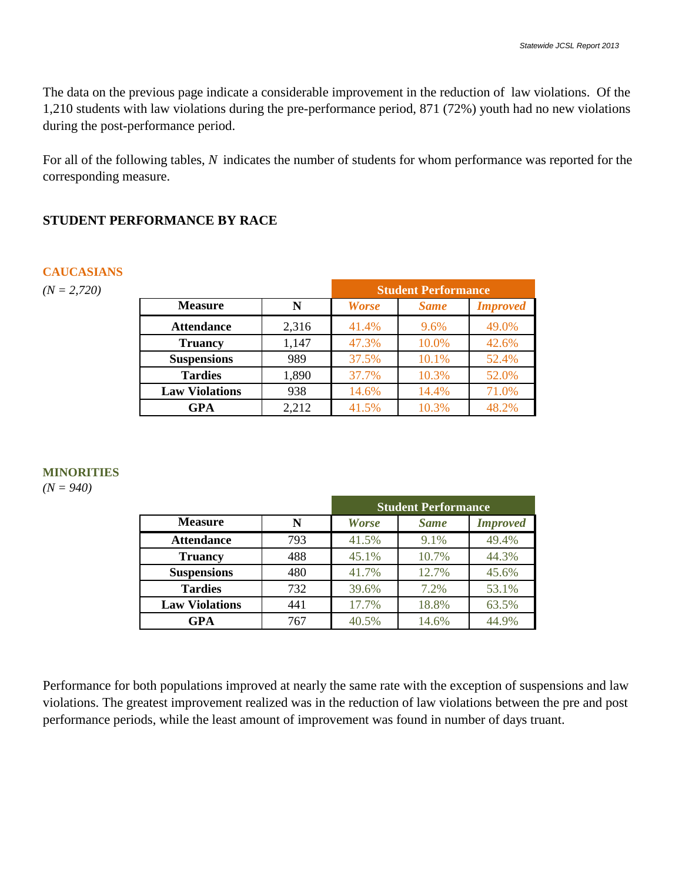The data on the previous page indicate a considerable improvement in the reduction of law violations. Of the 1,210 students with law violations during the pre-performance period, 871 (72%) youth had no new violations during the post-performance period.

For all of the following tables, *N* indicates the number of students for whom performance was reported for the corresponding measure.

## STUDENT PERFORMANCE BY RACE

### CAUCASIANS

*(N = 2,720)*

| | | Student Performance | | |
|---|---|---|---|---|
| **Measure** | **N** | ***Worse*** | ***Same*** | ***Improved*** |
| **Attendance** | 2,316 | 41.4% | 9.6% | 49.0% |
| **Truancy** | 1,147 | 47.3% | 10.0% | 42.6% |
| **Suspensions** | 989 | 37.5% | 10.1% | 52.4% |
| **Tardies** | 1,890 | 37.7% | 10.3% | 52.0% |
| **Law Violations** | 938 | 14.6% | 14.4% | 71.0% |
| **GPA** | 2,212 | 41.5% | 10.3% | 48.2% |

### MINORITIES

*(N = 940)*

| | | Student Performance | | |
|---|---|---|---|---|
| **Measure** | **N** | ***Worse*** | ***Same*** | ***Improved*** |
| **Attendance** | 793 | 41.5% | 9.1% | 49.4% |
| **Truancy** | 488 | 45.1% | 10.7% | 44.3% |
| **Suspensions** | 480 | 41.7% | 12.7% | 45.6% |
| **Tardies** | 732 | 39.6% | 7.2% | 53.1% |
| **Law Violations** | 441 | 17.7% | 18.8% | 63.5% |
| **GPA** | 767 | 40.5% | 14.6% | 44.9% |

Performance for both populations improved at nearly the same rate with the exception of suspensions and law violations. The greatest improvement realized was in the reduction of law violations between the pre and post performance periods, while the least amount of improvement was found in number of days truant.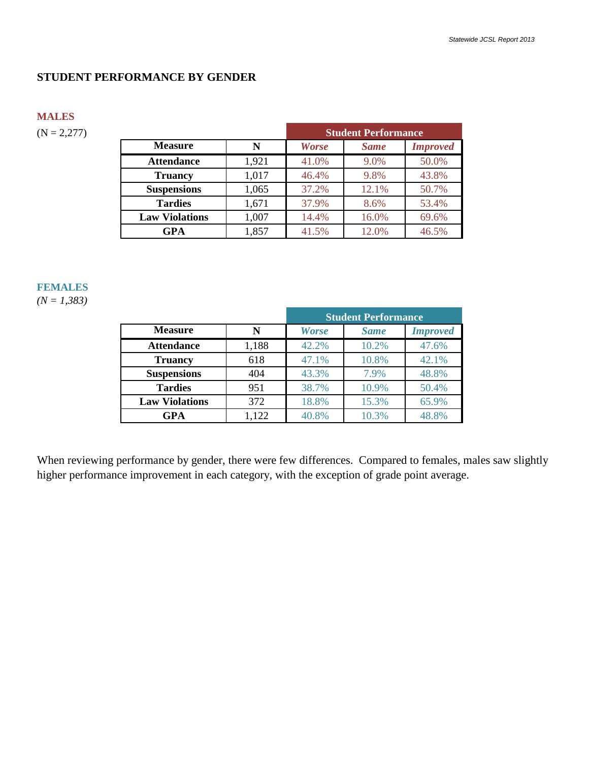## STUDENT PERFORMANCE BY GENDER

### MALES

(N = 2,277)

| Measure | N | Student Performance | | |
|---|---|---|---|---|
| | | *Worse* | *Same* | *Improved* |
| **Attendance** | 1,921 | 41.0% | 9.0% | 50.0% |
| **Truancy** | 1,017 | 46.4% | 9.8% | 43.8% |
| **Suspensions** | 1,065 | 37.2% | 12.1% | 50.7% |
| **Tardies** | 1,671 | 37.9% | 8.6% | 53.4% |
| **Law Violations** | 1,007 | 14.4% | 16.0% | 69.6% |
| **GPA** | 1,857 | 41.5% | 12.0% | 46.5% |

### FEMALES

*(N = 1,383)*

| Measure | N | Student Performance | | |
|---|---|---|---|---|
| | | *Worse* | *Same* | *Improved* |
| **Attendance** | 1,188 | 42.2% | 10.2% | 47.6% |
| **Truancy** | 618 | 47.1% | 10.8% | 42.1% |
| **Suspensions** | 404 | 43.3% | 7.9% | 48.8% |
| **Tardies** | 951 | 38.7% | 10.9% | 50.4% |
| **Law Violations** | 372 | 18.8% | 15.3% | 65.9% |
| **GPA** | 1,122 | 40.8% | 10.3% | 48.8% |

When reviewing performance by gender, there were few differences. Compared to females, males saw slightly higher performance improvement in each category, with the exception of grade point average.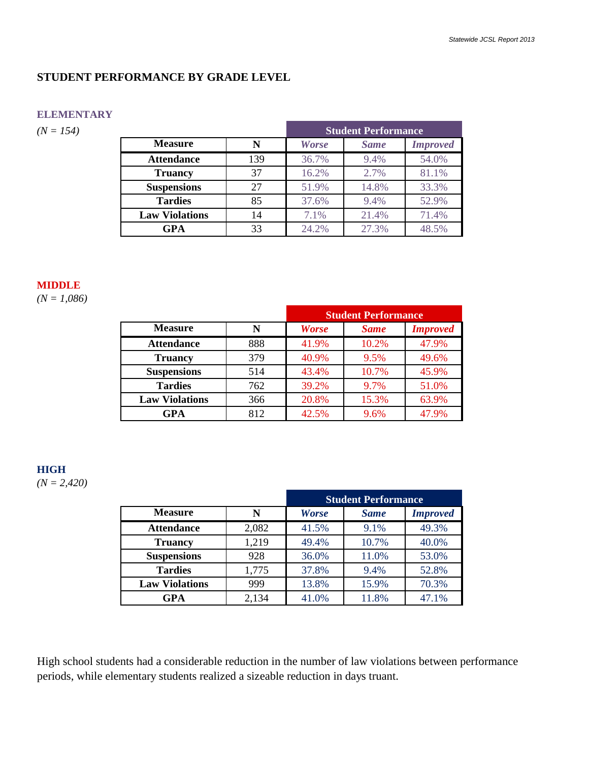## STUDENT PERFORMANCE BY GRADE LEVEL

### ELEMENTARY

*(N = 154)*

| Measure | N | Student Performance | | |
|---|---|---|---|---|
| | | *Worse* | *Same* | *Improved* |
| **Attendance** | 139 | 36.7% | 9.4% | 54.0% |
| **Truancy** | 37 | 16.2% | 2.7% | 81.1% |
| **Suspensions** | 27 | 51.9% | 14.8% | 33.3% |
| **Tardies** | 85 | 37.6% | 9.4% | 52.9% |
| **Law Violations** | 14 | 7.1% | 21.4% | 71.4% |
| **GPA** | 33 | 24.2% | 27.3% | 48.5% |

### MIDDLE

*(N = 1,086)*

| Measure | N | Student Performance | | |
|---|---|---|---|---|
| | | *Worse* | *Same* | *Improved* |
| **Attendance** | 888 | 41.9% | 10.2% | 47.9% |
| **Truancy** | 379 | 40.9% | 9.5% | 49.6% |
| **Suspensions** | 514 | 43.4% | 10.7% | 45.9% |
| **Tardies** | 762 | 39.2% | 9.7% | 51.0% |
| **Law Violations** | 366 | 20.8% | 15.3% | 63.9% |
| **GPA** | 812 | 42.5% | 9.6% | 47.9% |

### HIGH

*(N = 2,420)*

| Measure | N | Student Performance | | |
|---|---|---|---|---|
| | | *Worse* | *Same* | *Improved* |
| **Attendance** | 2,082 | 41.5% | 9.1% | 49.3% |
| **Truancy** | 1,219 | 49.4% | 10.7% | 40.0% |
| **Suspensions** | 928 | 36.0% | 11.0% | 53.0% |
| **Tardies** | 1,775 | 37.8% | 9.4% | 52.8% |
| **Law Violations** | 999 | 13.8% | 15.9% | 70.3% |
| **GPA** | 2,134 | 41.0% | 11.8% | 47.1% |

High school students had a considerable reduction in the number of law violations between performance periods, while elementary students realized a sizeable reduction in days truant.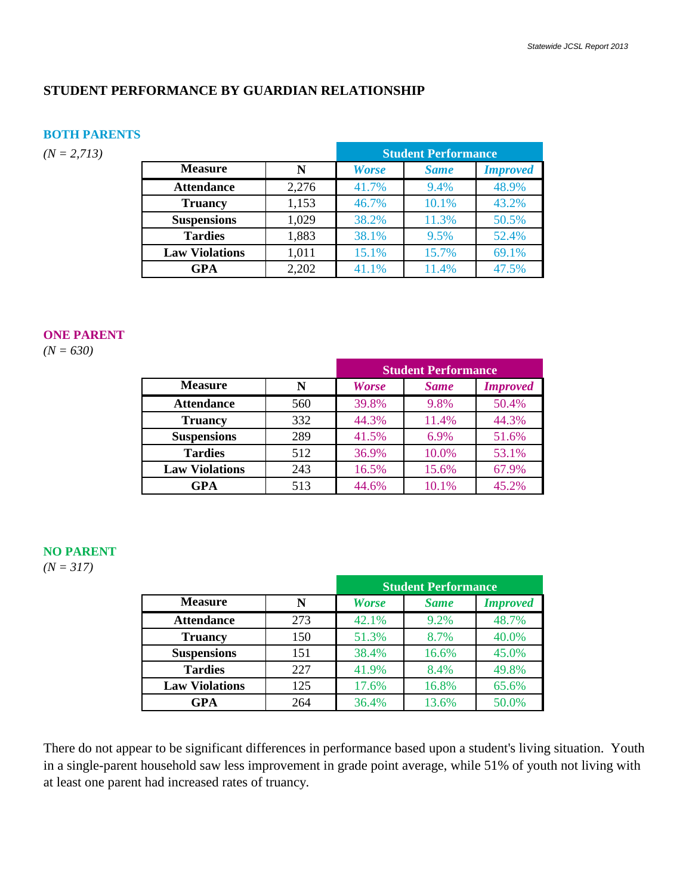## STUDENT PERFORMANCE BY GUARDIAN RELATIONSHIP

### BOTH PARENTS

*(N = 2,713)*

| Measure | N | Student Performance | | |
|---|---|---|---|---|
| | | *Worse* | *Same* | *Improved* |
| Attendance | 2,276 | 41.7% | 9.4% | 48.9% |
| Truancy | 1,153 | 46.7% | 10.1% | 43.2% |
| Suspensions | 1,029 | 38.2% | 11.3% | 50.5% |
| Tardies | 1,883 | 38.1% | 9.5% | 52.4% |
| Law Violations | 1,011 | 15.1% | 15.7% | 69.1% |
| GPA | 2,202 | 41.1% | 11.4% | 47.5% |

### ONE PARENT

*(N = 630)*

| Measure | N | Student Performance | | |
|---|---|---|---|---|
| | | *Worse* | *Same* | *Improved* |
| Attendance | 560 | 39.8% | 9.8% | 50.4% |
| Truancy | 332 | 44.3% | 11.4% | 44.3% |
| Suspensions | 289 | 41.5% | 6.9% | 51.6% |
| Tardies | 512 | 36.9% | 10.0% | 53.1% |
| Law Violations | 243 | 16.5% | 15.6% | 67.9% |
| GPA | 513 | 44.6% | 10.1% | 45.2% |

### NO PARENT

*(N = 317)*

| Measure | N | Student Performance | | |
|---|---|---|---|---|
| | | *Worse* | *Same* | *Improved* |
| Attendance | 273 | 42.1% | 9.2% | 48.7% |
| Truancy | 150 | 51.3% | 8.7% | 40.0% |
| Suspensions | 151 | 38.4% | 16.6% | 45.0% |
| Tardies | 227 | 41.9% | 8.4% | 49.8% |
| Law Violations | 125 | 17.6% | 16.8% | 65.6% |
| GPA | 264 | 36.4% | 13.6% | 50.0% |

There do not appear to be significant differences in performance based upon a student's living situation. Youth in a single-parent household saw less improvement in grade point average, while 51% of youth not living with at least one parent had increased rates of truancy.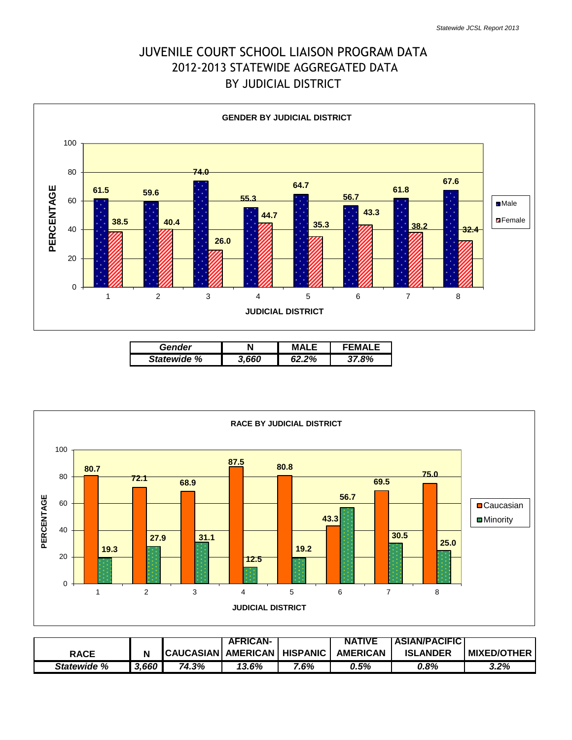# JUVENILE COURT SCHOOL LIAISON PROGRAM DATA
## 2012-2013 STATEWIDE AGGREGATED DATA
## BY JUDICIAL DISTRICT

**GENDER BY JUDICIAL DISTRICT**

| JUDICIAL DISTRICT | Male | Female |
|---|---|---|
| 1 | 61.5 | 38.5 |
| 2 | 59.6 | 40.4 |
| 3 | 74.0 | 26.0 |
| 4 | 55.3 | 44.7 |
| 5 | 64.7 | 35.3 |
| 6 | 56.7 | 43.3 |
| 7 | 61.8 | 38.2 |
| 8 | 67.6 | 32.4 |

| Gender | N | MALE | FEMALE |
|---|---|---|---|
| *Statewide %* | *3,660* | *62.2%* | *37.8%* |

**RACE BY JUDICIAL DISTRICT**

| JUDICIAL DISTRICT | Caucasian | Minority |
|---|---|---|
| 1 | 80.7 | 19.3 |
| 2 | 72.1 | 27.9 |
| 3 | 68.9 | 31.1 |
| 4 | 87.5 | 12.5 |
| 5 | 80.8 | 19.2 |
| 6 | 43.3 | 56.7 |
| 7 | 69.5 | 30.5 |
| 8 | 75.0 | 25.0 |

| RACE | N | CAUCASIAN | AFRICAN-AMERICAN | HISPANIC | NATIVE AMERICAN | ASIAN/PACIFIC ISLANDER | MIXED/OTHER |
|---|---|---|---|---|---|---|---|
| *Statewide %* | *3,660* | *74.3%* | *13.6%* | *7.6%* | *0.5%* | *0.8%* | *3.2%* |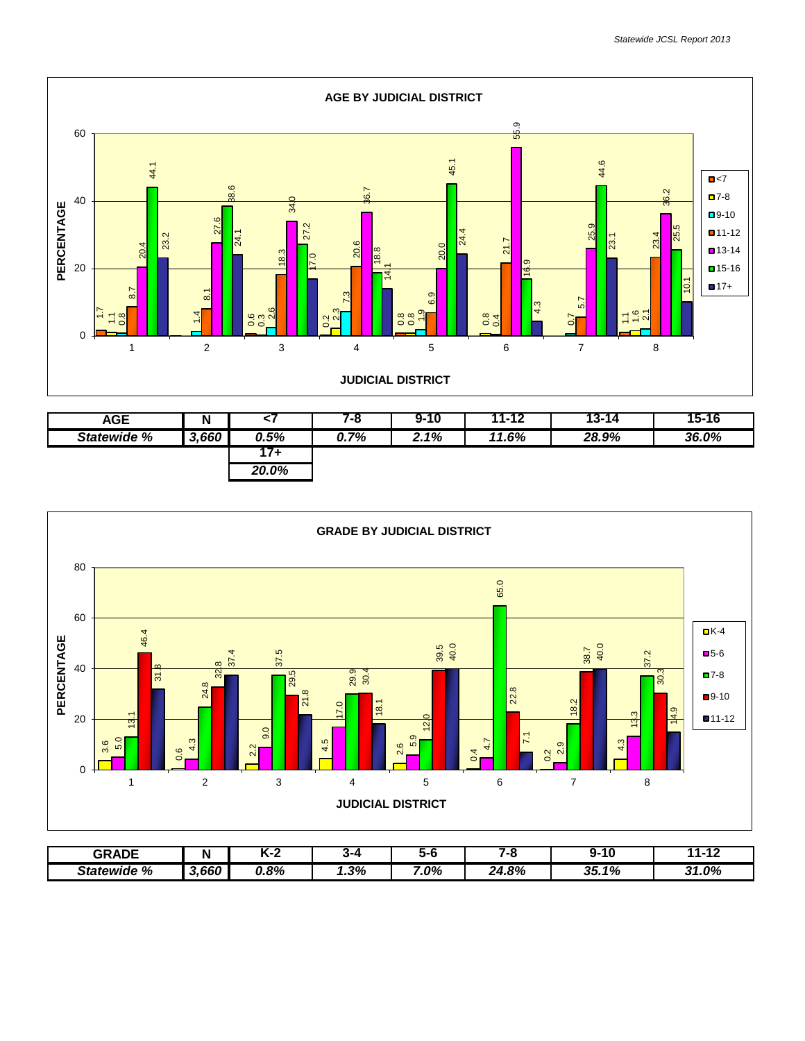## AGE BY JUDICIAL DISTRICT

| JUDICIAL DISTRICT | <7 | 7-8 | 9-10 | 11-12 | 13-14 | 15-16 | 17+ |
|---|---|---|---|---|---|---|---|
| 1 | 1.7 | 1.1 | 0.8 | 8.7 | 20.4 | 44.1 | 23.2 |
| 2 | | | 1.4 | 8.1 | 27.6 | 38.6 | 24.1 |
| 3 | 0.6 | 0.3 | 2.6 | 18.3 | 34.0 | 27.2 | 17.0 |
| 4 | 0.2 | 2.3 | 7.3 | 20.6 | 36.7 | 18.8 | 14.1 |
| 5 | 0.8 | 0.8 | 1.9 | 6.9 | 20.0 | 45.1 | 24.4 |
| 6 | 0.8 | 0.4 | | 21.7 | 55.9 | 16.9 | 4.3 |
| 7 | | | 0.7 | 5.7 | 25.9 | 44.6 | 23.1 |
| 8 | 1.1 | 1.6 | 2.1 | 23.4 | 36.2 | 25.5 | 10.1 |

| AGE | N | <7 | 7-8 | 9-10 | 11-12 | 13-14 | 15-16 | 17+ |
|---|---|---|---|---|---|---|---|---|
| ***Statewide %*** | ***3,660*** | ***0.5%*** | ***0.7%*** | ***2.1%*** | ***11.6%*** | ***28.9%*** | ***36.0%*** | ***20.0%*** |

## GRADE BY JUDICIAL DISTRICT

| JUDICIAL DISTRICT | K-4 | 5-6 | 7-8 | 9-10 | 11-12 |
|---|---|---|---|---|---|
| 1 | 3.6 | 5.0 | 13.1 | 46.4 | 31.8 |
| 2 | 0.6 | 4.3 | 24.8 | 32.8 | 37.4 |
| 3 | 2.2 | 9.0 | 37.5 | 29.5 | 21.8 |
| 4 | 4.5 | 17.0 | 29.9 | 30.4 | 18.1 |
| 5 | 2.6 | 5.9 | 12.0 | 39.5 | 40.0 |
| 6 | 0.4 | 4.7 | 65.0 | 22.8 | 7.1 |
| 7 | 0.2 | 2.9 | 18.2 | 38.7 | 40.0 |
| 8 | 4.3 | 13.3 | 37.2 | 30.3 | 14.9 |

| GRADE | N | K-2 | 3-4 | 5-6 | 7-8 | 9-10 | 11-12 |
|---|---|---|---|---|---|---|---|
| ***Statewide %*** | ***3,660*** | ***0.8%*** | ***1.3%*** | ***7.0%*** | ***24.8%*** | ***35.1%*** | ***31.0%*** |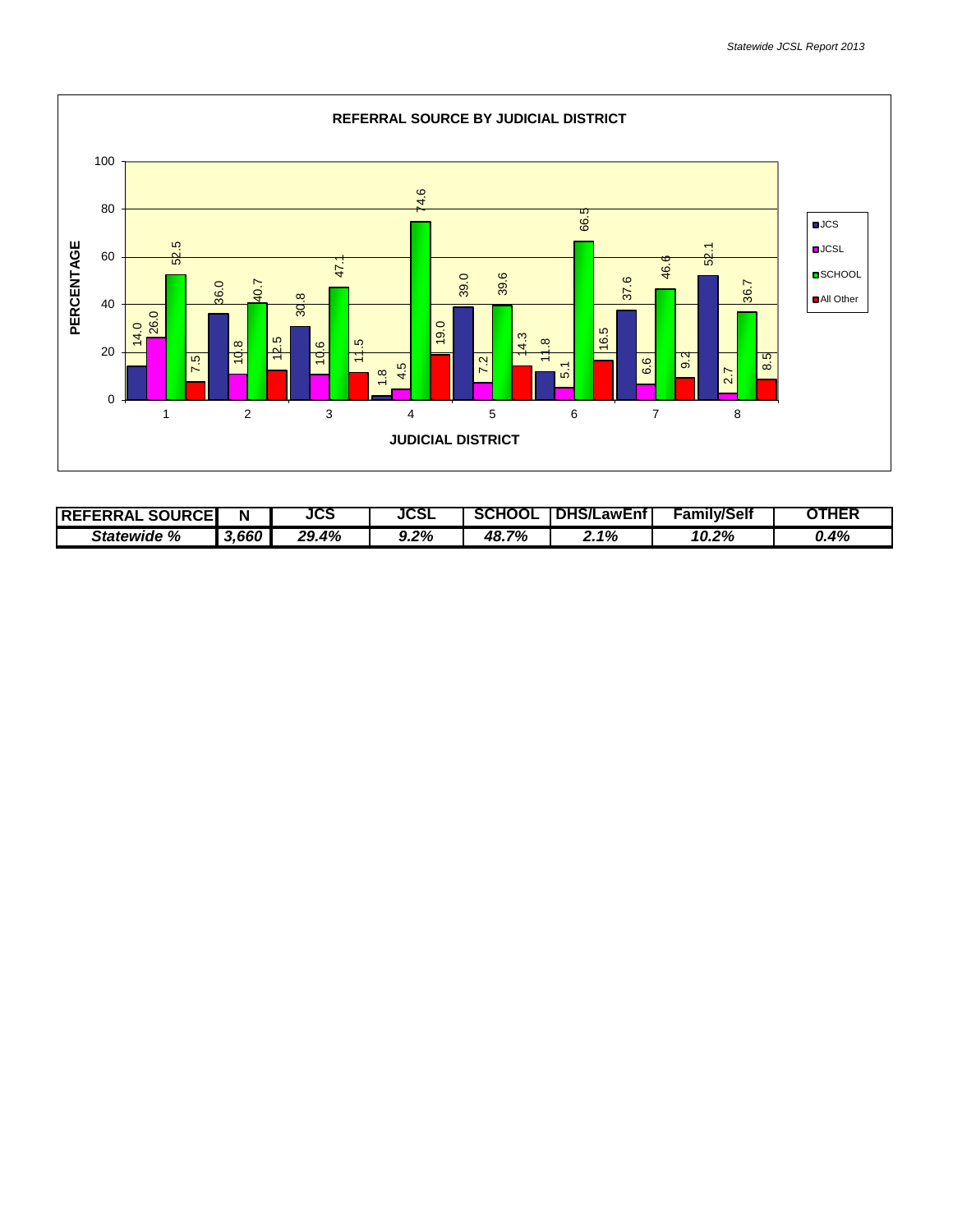## REFERRAL SOURCE BY JUDICIAL DISTRICT

| JUDICIAL DISTRICT | JCS | JCSL | SCHOOL | All Other |
|---|---|---|---|---|
| 1 | 14.0 | 26.0 | 52.5 | 7.5 |
| 2 | 36.0 | 10.8 | 40.7 | 12.5 |
| 3 | 30.8 | 10.6 | 47.1 | 11.5 |
| 4 | 1.8 | 4.5 | 74.6 | 19.0 |
| 5 | 39.0 | 7.2 | 39.6 | 14.3 |
| 6 | 11.8 | 5.1 | 66.5 | 16.5 |
| 7 | 37.6 | 6.6 | 46.6 | 9.2 |
| 8 | 52.1 | 2.7 | 36.7 | 8.5 |

| REFERRAL SOURCE | N | JCS | JCSL | SCHOOL | DHS/LawEnf | Family/Self | OTHER |
|---|---|---|---|---|---|---|---|
| ***Statewide %*** | ***3,660*** | ***29.4%*** | ***9.2%*** | ***48.7%*** | ***2.1%*** | ***10.2%*** | ***0.4%*** |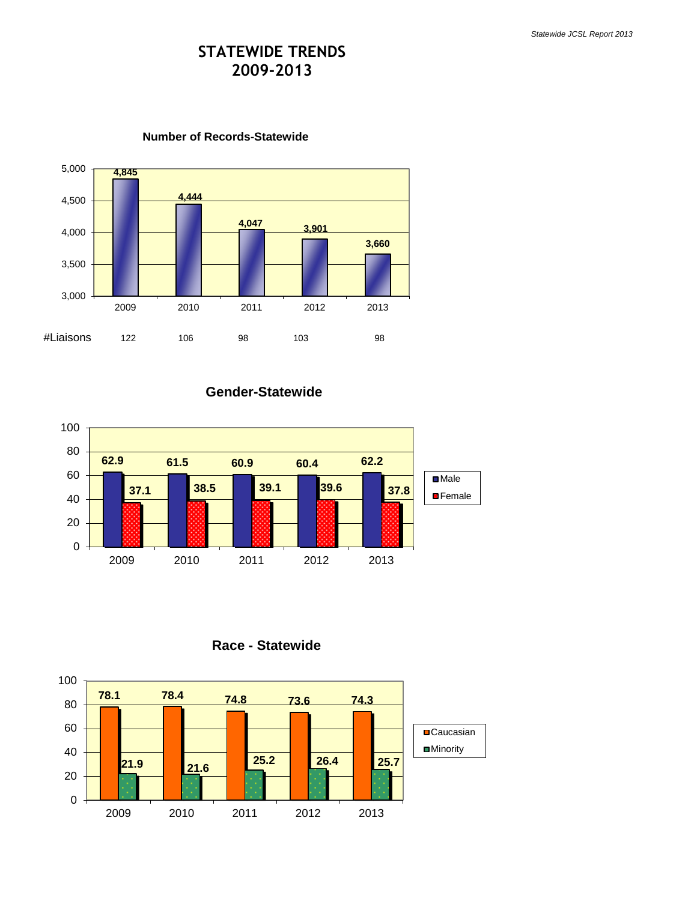# STATEWIDE TRENDS
# 2009-2013

### Number of Records-Statewide

| | 2009 | 2010 | 2011 | 2012 | 2013 |
|---|---|---|---|---|---|
| Records | 4,845 | 4,444 | 4,047 | 3,901 | 3,660 |
| #Liaisons | 122 | 106 | 98 | 103 | 98 |

### Gender-Statewide

| | 2009 | 2010 | 2011 | 2012 | 2013 |
|---|---|---|---|---|---|
| Male | 62.9 | 61.5 | 60.9 | 60.4 | 62.2 |
| Female | 37.1 | 38.5 | 39.1 | 39.6 | 37.8 |

### Race - Statewide

| | 2009 | 2010 | 2011 | 2012 | 2013 |
|---|---|---|---|---|---|
| Caucasian | 78.1 | 78.4 | 74.8 | 73.6 | 74.3 |
| Minority | 21.9 | 21.6 | 25.2 | 26.4 | 25.7 |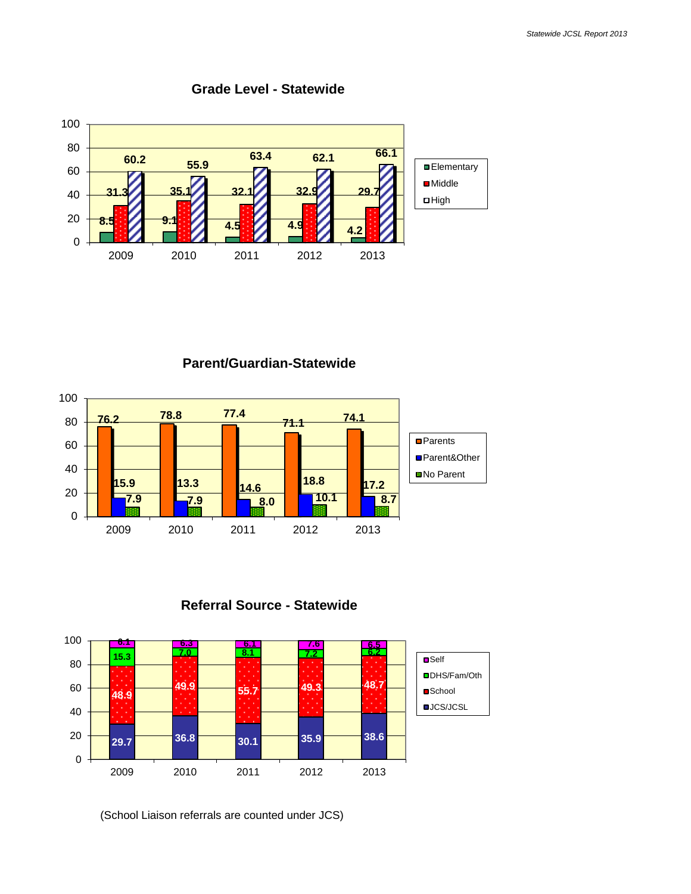## Grade Level - Statewide

| Year | Elementary | Middle | High |
|---|---|---|---|
| 2009 | 8.5 | 31.3 | 60.2 |
| 2010 | 9.1 | 35.1 | 55.9 |
| 2011 | 4.5 | 32.1 | 63.4 |
| 2012 | 4.9 | 32.9 | 62.1 |
| 2013 | 4.2 | 29.7 | 66.1 |

## Parent/Guardian-Statewide

| Year | Parents | Parent&Other | No Parent |
|---|---|---|---|
| 2009 | 76.2 | 15.9 | 7.9 |
| 2010 | 78.8 | 13.3 | 7.9 |
| 2011 | 77.4 | 14.6 | 8.0 |
| 2012 | 71.1 | 18.8 | 10.1 |
| 2013 | 74.1 | 17.2 | 8.7 |

## Referral Source - Statewide

| Year | Self | DHS/Fam/Oth | School | JCS/JCSL |
|---|---|---|---|---|
| 2009 | 6.1 | 15.3 | 48.9 | 29.7 |
| 2010 | 6.3 | 7.0 | 49.9 | 36.8 |
| 2011 | 6.1 | 8.1 | 55.7 | 30.1 |
| 2012 | 7.6 | 7.2 | 49.3 | 35.9 |
| 2013 | 6.5 | 6.2 | 48.7 | 38.6 |

(School Liaison referrals are counted under JCS)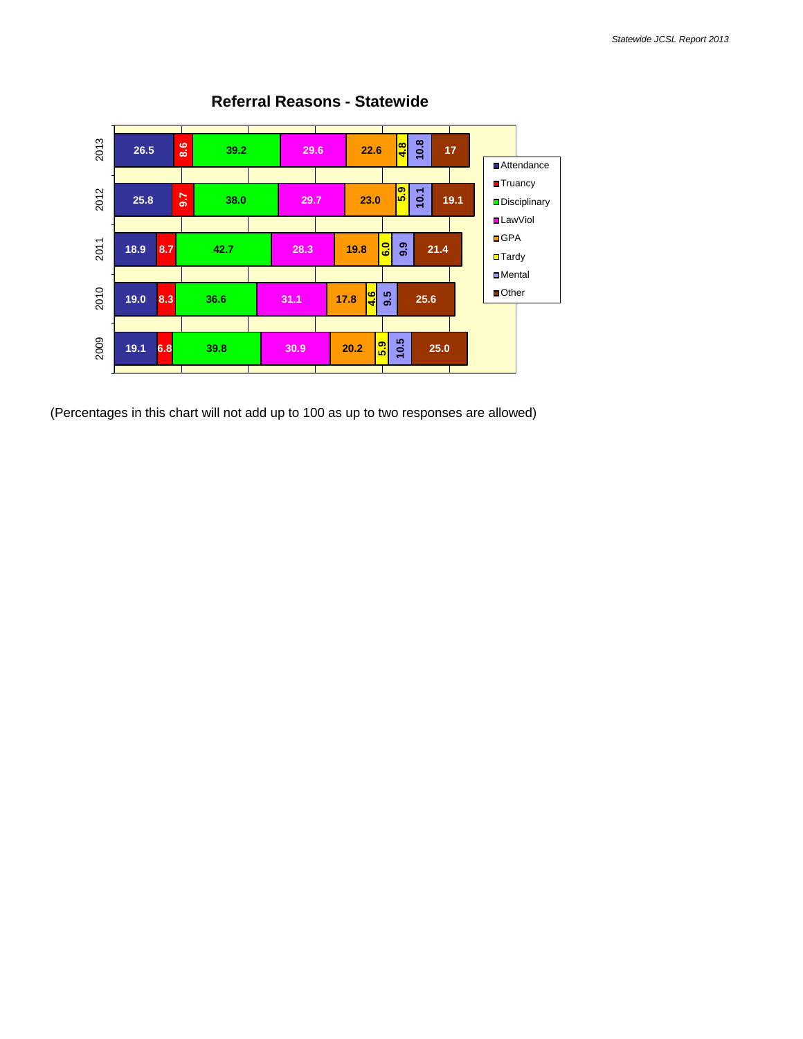## Referral Reasons - Statewide

2013: 26.5, 8.6, 39.2, 29.6, 22.6, 4.8, 10.8, 17

2012: 25.8, 9.7, 38.0, 29.7, 23.0, 5.9, 10.1, 19.1

2011: 18.9, 8.7, 42.7, 28.3, 19.8, 6.0, 9.9, 21.4

2010: 19.0, 8.3, 36.6, 31.1, 17.8, 4.6, 9.5, 25.6

2009: 19.1, 6.8, 39.8, 30.9, 20.2, 5.9, 10.5, 25.0

Attendance
Truancy
Disciplinary
LawViol
GPA
Tardy
Mental
Other

(Percentages in this chart will not add up to 100 as up to two responses are allowed)